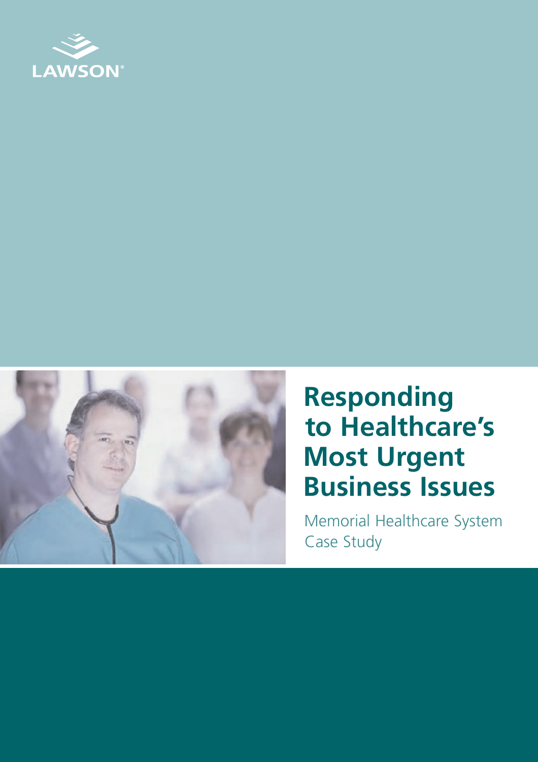LAWSON®

# Responding to Healthcare's Most Urgent Business Issues

Memorial Healthcare System
Case Study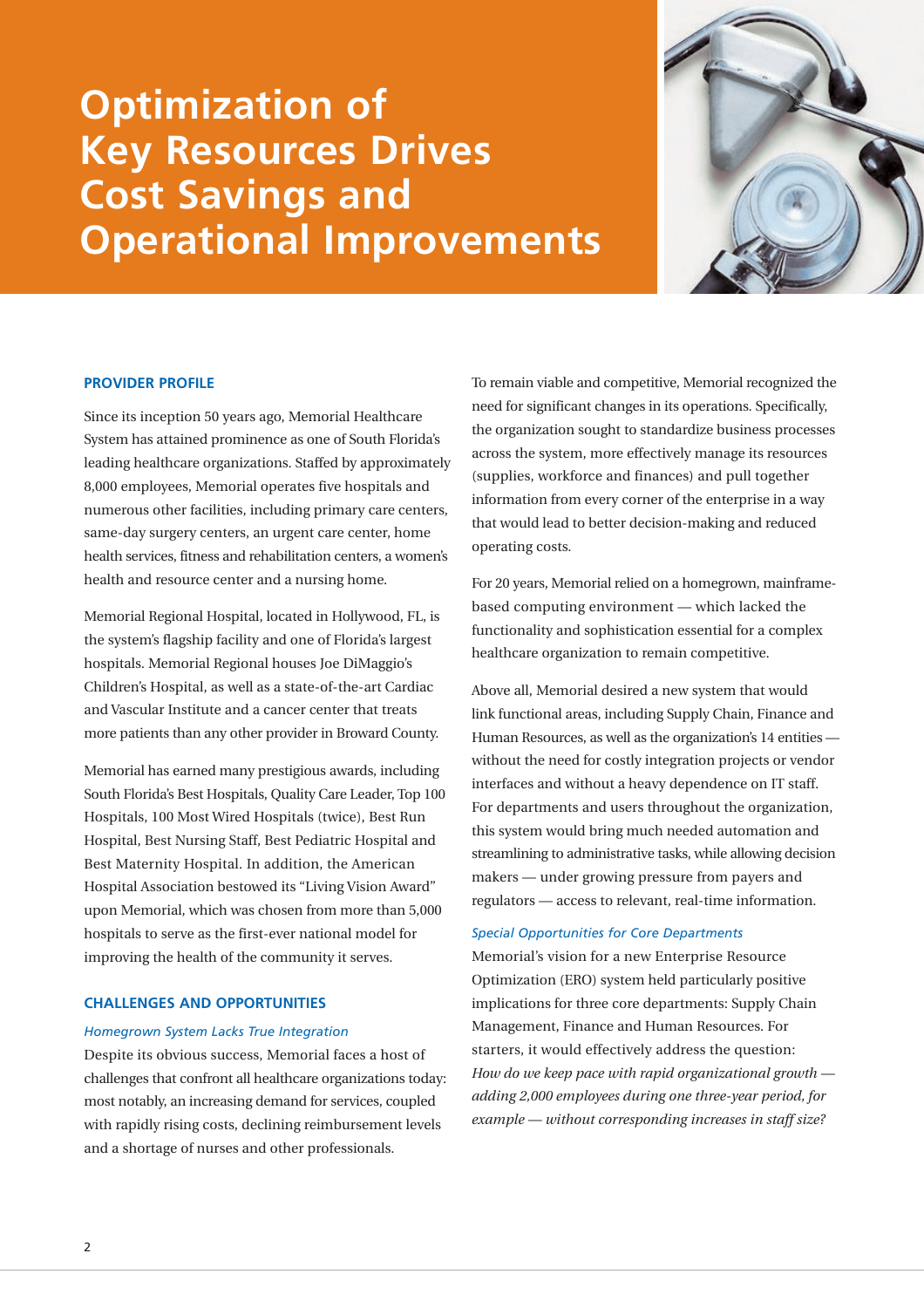# Optimization of Key Resources Drives Cost Savings and Operational Improvements

## PROVIDER PROFILE

Since its inception 50 years ago, Memorial Healthcare System has attained prominence as one of South Florida's leading healthcare organizations. Staffed by approximately 8,000 employees, Memorial operates five hospitals and numerous other facilities, including primary care centers, same-day surgery centers, an urgent care center, home health services, fitness and rehabilitation centers, a women's health and resource center and a nursing home.

Memorial Regional Hospital, located in Hollywood, FL, is the system's flagship facility and one of Florida's largest hospitals. Memorial Regional houses Joe DiMaggio's Children's Hospital, as well as a state-of-the-art Cardiac and Vascular Institute and a cancer center that treats more patients than any other provider in Broward County.

Memorial has earned many prestigious awards, including South Florida's Best Hospitals, Quality Care Leader, Top 100 Hospitals, 100 Most Wired Hospitals (twice), Best Run Hospital, Best Nursing Staff, Best Pediatric Hospital and Best Maternity Hospital. In addition, the American Hospital Association bestowed its "Living Vision Award" upon Memorial, which was chosen from more than 5,000 hospitals to serve as the first-ever national model for improving the health of the community it serves.

## CHALLENGES AND OPPORTUNITIES

### *Homegrown System Lacks True Integration*

Despite its obvious success, Memorial faces a host of challenges that confront all healthcare organizations today: most notably, an increasing demand for services, coupled with rapidly rising costs, declining reimbursement levels and a shortage of nurses and other professionals.

To remain viable and competitive, Memorial recognized the need for significant changes in its operations. Specifically, the organization sought to standardize business processes across the system, more effectively manage its resources (supplies, workforce and finances) and pull together information from every corner of the enterprise in a way that would lead to better decision-making and reduced operating costs.

For 20 years, Memorial relied on a homegrown, mainframe-based computing environment — which lacked the functionality and sophistication essential for a complex healthcare organization to remain competitive.

Above all, Memorial desired a new system that would link functional areas, including Supply Chain, Finance and Human Resources, as well as the organization's 14 entities — without the need for costly integration projects or vendor interfaces and without a heavy dependence on IT staff. For departments and users throughout the organization, this system would bring much needed automation and streamlining to administrative tasks, while allowing decision makers — under growing pressure from payers and regulators — access to relevant, real-time information.

### *Special Opportunities for Core Departments*

Memorial's vision for a new Enterprise Resource Optimization (ERO) system held particularly positive implications for three core departments: Supply Chain Management, Finance and Human Resources. For starters, it would effectively address the question: *How do we keep pace with rapid organizational growth — adding 2,000 employees during one three-year period, for example — without corresponding increases in staff size?*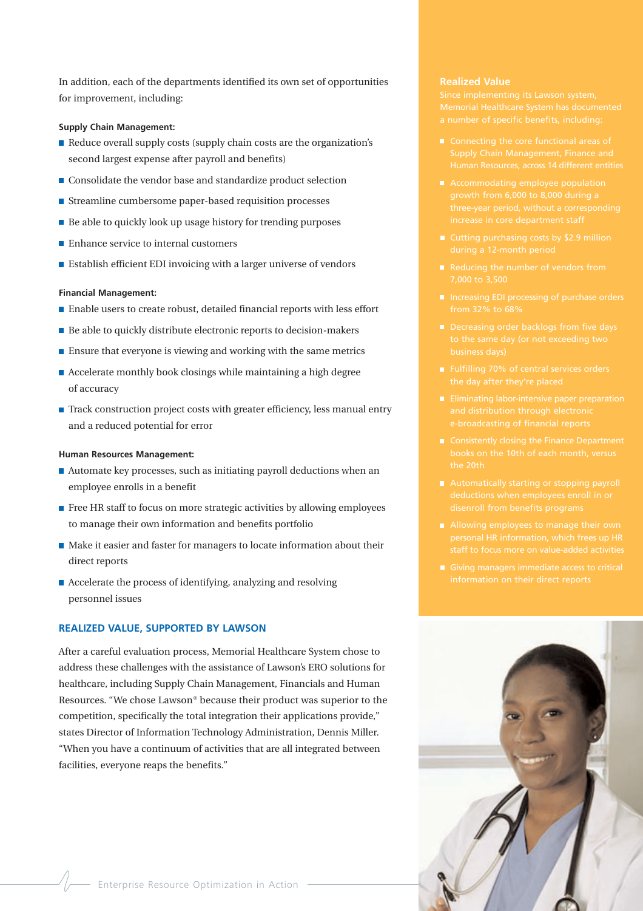In addition, each of the departments identified its own set of opportunities for improvement, including:

**Supply Chain Management:**

- Reduce overall supply costs (supply chain costs are the organization's second largest expense after payroll and benefits)
- Consolidate the vendor base and standardize product selection
- Streamline cumbersome paper-based requisition processes
- Be able to quickly look up usage history for trending purposes
- Enhance service to internal customers
- Establish efficient EDI invoicing with a larger universe of vendors

**Financial Management:**

- Enable users to create robust, detailed financial reports with less effort
- Be able to quickly distribute electronic reports to decision-makers
- Ensure that everyone is viewing and working with the same metrics
- Accelerate monthly book closings while maintaining a high degree of accuracy
- Track construction project costs with greater efficiency, less manual entry and a reduced potential for error

**Human Resources Management:**

- Automate key processes, such as initiating payroll deductions when an employee enrolls in a benefit
- Free HR staff to focus on more strategic activities by allowing employees to manage their own information and benefits portfolio
- Make it easier and faster for managers to locate information about their direct reports
- Accelerate the process of identifying, analyzing and resolving personnel issues

## REALIZED VALUE, SUPPORTED BY LAWSON

After a careful evaluation process, Memorial Healthcare System chose to address these challenges with the assistance of Lawson's ERO solutions for healthcare, including Supply Chain Management, Financials and Human Resources. "We chose Lawson® because their product was superior to the competition, specifically the total integration their applications provide," states Director of Information Technology Administration, Dennis Miller. "When you have a continuum of activities that are all integrated between facilities, everyone reaps the benefits."

### Realized Value

Since implementing its Lawson system, Memorial Healthcare System has documented a number of specific benefits, including:

- Connecting the core functional areas of Supply Chain Management, Finance and Human Resources, across 14 different entities
- Accommodating employee population growth from 6,000 to 8,000 during a three-year period, without a corresponding increase in core department staff
- Cutting purchasing costs by $2.9 million during a 12-month period
- Reducing the number of vendors from 7,000 to 3,500
- Increasing EDI processing of purchase orders from 32% to 68%
- Decreasing order backlogs from five days to the same day (or not exceeding two business days)
- Fulfilling 70% of central services orders the day after they're placed
- Eliminating labor-intensive paper preparation and distribution through electronic e-broadcasting of financial reports
- Consistently closing the Finance Department books on the 10th of each month, versus the 20th
- Automatically starting or stopping payroll deductions when employees enroll in or disenroll from benefits programs
- Allowing employees to manage their own personal HR information, which frees up HR staff to focus more on value-added activities
- Giving managers immediate access to critical information on their direct reports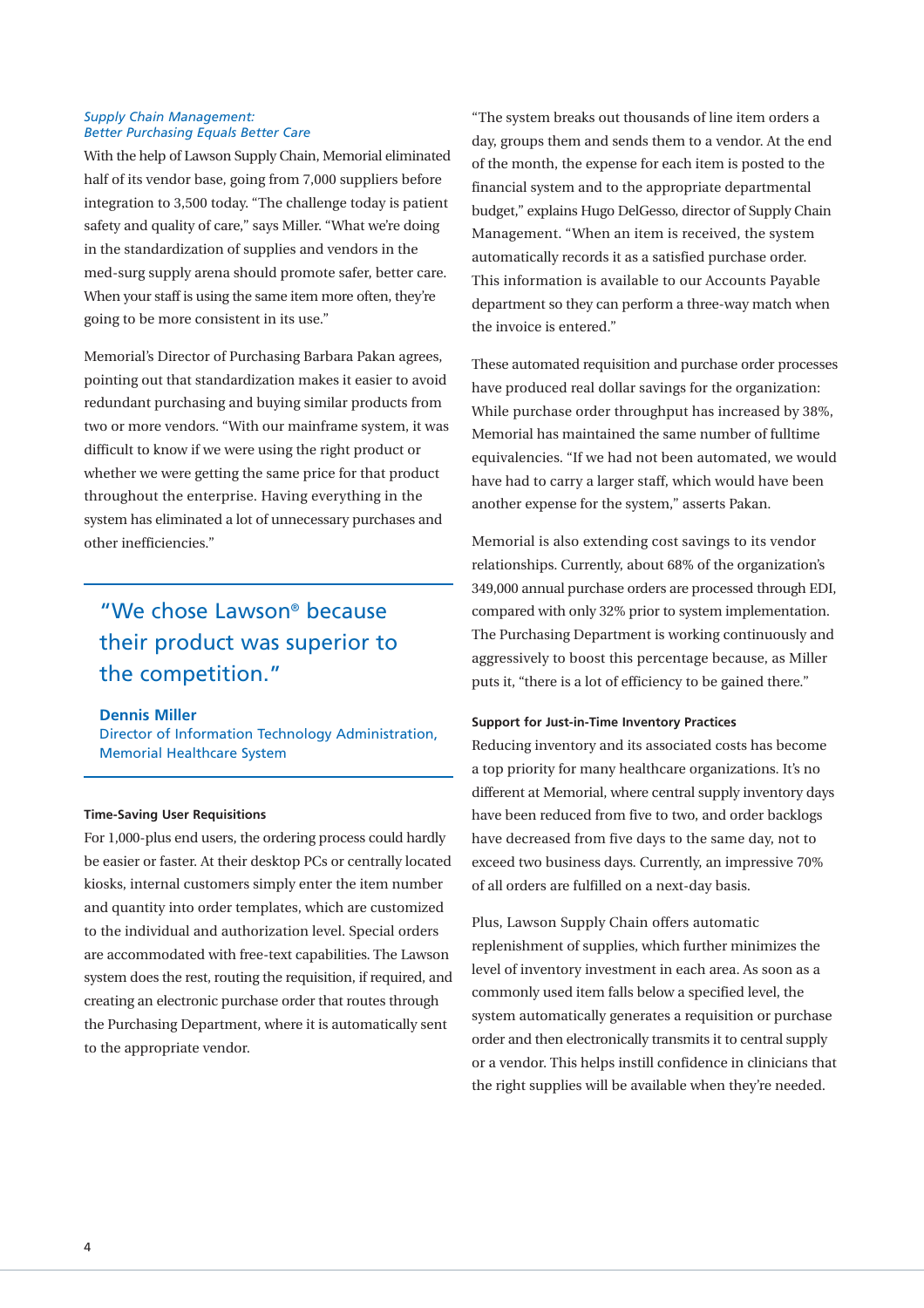### *Supply Chain Management: Better Purchasing Equals Better Care*

With the help of Lawson Supply Chain, Memorial eliminated half of its vendor base, going from 7,000 suppliers before integration to 3,500 today. "The challenge today is patient safety and quality of care," says Miller. "What we're doing in the standardization of supplies and vendors in the med-surg supply arena should promote safer, better care. When your staff is using the same item more often, they're going to be more consistent in its use."

Memorial's Director of Purchasing Barbara Pakan agrees, pointing out that standardization makes it easier to avoid redundant purchasing and buying similar products from two or more vendors. "With our mainframe system, it was difficult to know if we were using the right product or whether we were getting the same price for that product throughout the enterprise. Having everything in the system has eliminated a lot of unnecessary purchases and other inefficiencies."

> "We chose Lawson® because their product was superior to the competition."
>
> **Dennis Miller**
> Director of Information Technology Administration, Memorial Healthcare System

#### Time-Saving User Requisitions

For 1,000-plus end users, the ordering process could hardly be easier or faster. At their desktop PCs or centrally located kiosks, internal customers simply enter the item number and quantity into order templates, which are customized to the individual and authorization level. Special orders are accommodated with free-text capabilities. The Lawson system does the rest, routing the requisition, if required, and creating an electronic purchase order that routes through the Purchasing Department, where it is automatically sent to the appropriate vendor.

"The system breaks out thousands of line item orders a day, groups them and sends them to a vendor. At the end of the month, the expense for each item is posted to the financial system and to the appropriate departmental budget," explains Hugo DelGesso, director of Supply Chain Management. "When an item is received, the system automatically records it as a satisfied purchase order. This information is available to our Accounts Payable department so they can perform a three-way match when the invoice is entered."

These automated requisition and purchase order processes have produced real dollar savings for the organization: While purchase order throughput has increased by 38%, Memorial has maintained the same number of fulltime equivalencies. "If we had not been automated, we would have had to carry a larger staff, which would have been another expense for the system," asserts Pakan.

Memorial is also extending cost savings to its vendor relationships. Currently, about 68% of the organization's 349,000 annual purchase orders are processed through EDI, compared with only 32% prior to system implementation. The Purchasing Department is working continuously and aggressively to boost this percentage because, as Miller puts it, "there is a lot of efficiency to be gained there."

#### Support for Just-in-Time Inventory Practices

Reducing inventory and its associated costs has become a top priority for many healthcare organizations. It's no different at Memorial, where central supply inventory days have been reduced from five to two, and order backlogs have decreased from five days to the same day, not to exceed two business days. Currently, an impressive 70% of all orders are fulfilled on a next-day basis.

Plus, Lawson Supply Chain offers automatic replenishment of supplies, which further minimizes the level of inventory investment in each area. As soon as a commonly used item falls below a specified level, the system automatically generates a requisition or purchase order and then electronically transmits it to central supply or a vendor. This helps instill confidence in clinicians that the right supplies will be available when they're needed.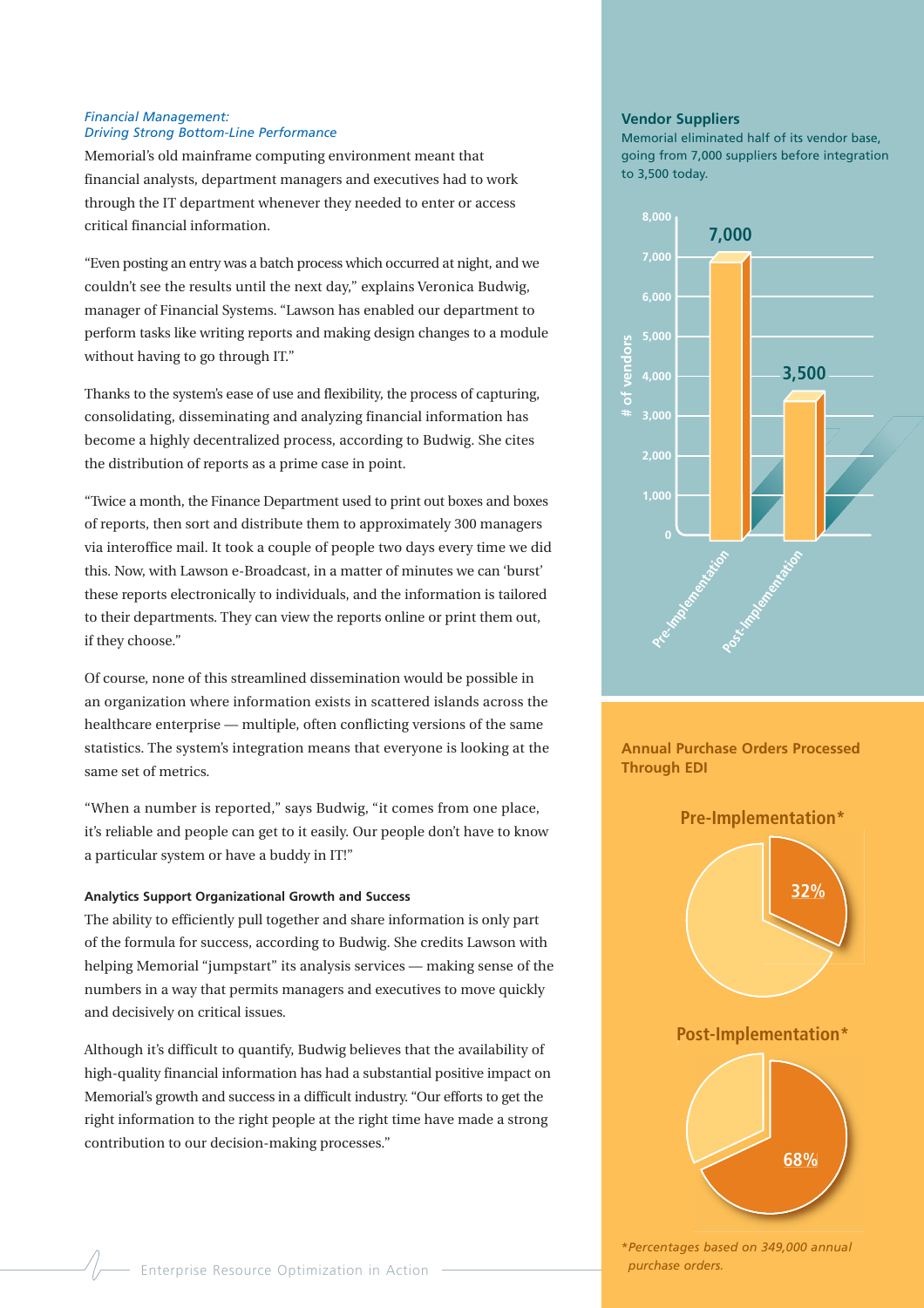*Financial Management:*
*Driving Strong Bottom-Line Performance*

Memorial's old mainframe computing environment meant that financial analysts, department managers and executives had to work through the IT department whenever they needed to enter or access critical financial information.

"Even posting an entry was a batch process which occurred at night, and we couldn't see the results until the next day," explains Veronica Budwig, manager of Financial Systems. "Lawson has enabled our department to perform tasks like writing reports and making design changes to a module without having to go through IT."

Thanks to the system's ease of use and flexibility, the process of capturing, consolidating, disseminating and analyzing financial information has become a highly decentralized process, according to Budwig. She cites the distribution of reports as a prime case in point.

"Twice a month, the Finance Department used to print out boxes and boxes of reports, then sort and distribute them to approximately 300 managers via interoffice mail. It took a couple of people two days every time we did this. Now, with Lawson e-Broadcast, in a matter of minutes we can 'burst' these reports electronically to individuals, and the information is tailored to their departments. They can view the reports online or print them out, if they choose."

Of course, none of this streamlined dissemination would be possible in an organization where information exists in scattered islands across the healthcare enterprise — multiple, often conflicting versions of the same statistics. The system's integration means that everyone is looking at the same set of metrics.

"When a number is reported," says Budwig, "it comes from one place, it's reliable and people can get to it easily. Our people don't have to know a particular system or have a buddy in IT!"

**Analytics Support Organizational Growth and Success**

The ability to efficiently pull together and share information is only part of the formula for success, according to Budwig. She credits Lawson with helping Memorial "jumpstart" its analysis services — making sense of the numbers in a way that permits managers and executives to move quickly and decisively on critical issues.

Although it's difficult to quantify, Budwig believes that the availability of high-quality financial information has had a substantial positive impact on Memorial's growth and success in a difficult industry. "Our efforts to get the right information to the right people at the right time have made a strong contribution to our decision-making processes."

**Vendor Suppliers**

Memorial eliminated half of its vendor base, going from 7,000 suppliers before integration to 3,500 today.

# of vendors
8,000
7,000
6,000
5,000
4,000
3,000
2,000
1,000
0
7,000
3,500
Pre-Implementation
Post-Implementation

**Annual Purchase Orders Processed Through EDI**

Pre-Implementation*
32%

Post-Implementation*
68%

*\*Percentages based on 349,000 annual purchase orders.*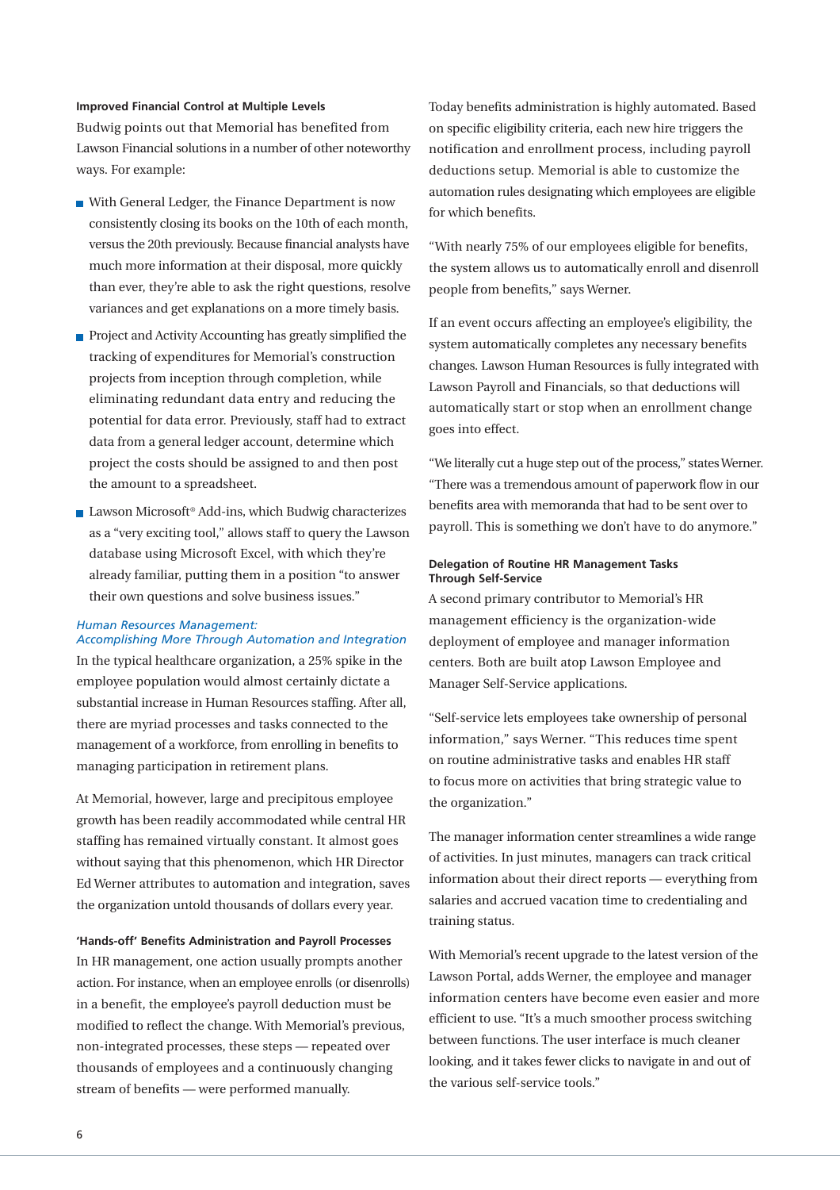### Improved Financial Control at Multiple Levels

Budwig points out that Memorial has benefited from Lawson Financial solutions in a number of other noteworthy ways. For example:

- With General Ledger, the Finance Department is now consistently closing its books on the 10th of each month, versus the 20th previously. Because financial analysts have much more information at their disposal, more quickly than ever, they're able to ask the right questions, resolve variances and get explanations on a more timely basis.
- Project and Activity Accounting has greatly simplified the tracking of expenditures for Memorial's construction projects from inception through completion, while eliminating redundant data entry and reducing the potential for data error. Previously, staff had to extract data from a general ledger account, determine which project the costs should be assigned to and then post the amount to a spreadsheet.
- Lawson Microsoft® Add-ins, which Budwig characterizes as a "very exciting tool," allows staff to query the Lawson database using Microsoft Excel, with which they're already familiar, putting them in a position "to answer their own questions and solve business issues."

## *Human Resources Management: Accomplishing More Through Automation and Integration*

In the typical healthcare organization, a 25% spike in the employee population would almost certainly dictate a substantial increase in Human Resources staffing. After all, there are myriad processes and tasks connected to the management of a workforce, from enrolling in benefits to managing participation in retirement plans.

At Memorial, however, large and precipitous employee growth has been readily accommodated while central HR staffing has remained virtually constant. It almost goes without saying that this phenomenon, which HR Director Ed Werner attributes to automation and integration, saves the organization untold thousands of dollars every year.

### 'Hands-off' Benefits Administration and Payroll Processes

In HR management, one action usually prompts another action. For instance, when an employee enrolls (or disenrolls) in a benefit, the employee's payroll deduction must be modified to reflect the change. With Memorial's previous, non-integrated processes, these steps — repeated over thousands of employees and a continuously changing stream of benefits — were performed manually.

Today benefits administration is highly automated. Based on specific eligibility criteria, each new hire triggers the notification and enrollment process, including payroll deductions setup. Memorial is able to customize the automation rules designating which employees are eligible for which benefits.

"With nearly 75% of our employees eligible for benefits, the system allows us to automatically enroll and disenroll people from benefits," says Werner.

If an event occurs affecting an employee's eligibility, the system automatically completes any necessary benefits changes. Lawson Human Resources is fully integrated with Lawson Payroll and Financials, so that deductions will automatically start or stop when an enrollment change goes into effect.

"We literally cut a huge step out of the process," states Werner. "There was a tremendous amount of paperwork flow in our benefits area with memoranda that had to be sent over to payroll. This is something we don't have to do anymore."

### Delegation of Routine HR Management Tasks Through Self-Service

A second primary contributor to Memorial's HR management efficiency is the organization-wide deployment of employee and manager information centers. Both are built atop Lawson Employee and Manager Self-Service applications.

"Self-service lets employees take ownership of personal information," says Werner. "This reduces time spent on routine administrative tasks and enables HR staff to focus more on activities that bring strategic value to the organization."

The manager information center streamlines a wide range of activities. In just minutes, managers can track critical information about their direct reports — everything from salaries and accrued vacation time to credentialing and training status.

With Memorial's recent upgrade to the latest version of the Lawson Portal, adds Werner, the employee and manager information centers have become even easier and more efficient to use. "It's a much smoother process switching between functions. The user interface is much cleaner looking, and it takes fewer clicks to navigate in and out of the various self-service tools."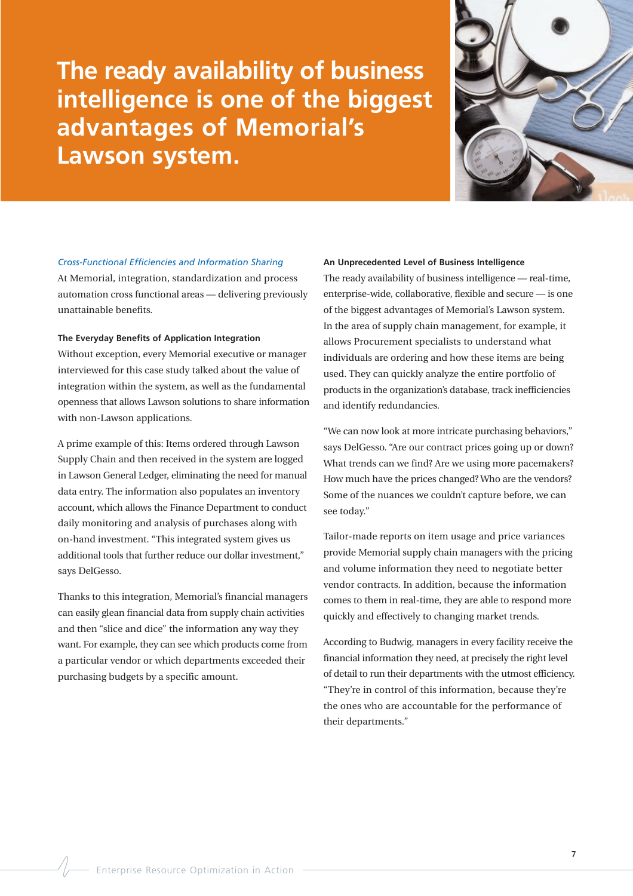# The ready availability of business intelligence is one of the biggest advantages of Memorial's Lawson system.

*Cross-Functional Efficiencies and Information Sharing*

At Memorial, integration, standardization and process automation cross functional areas — delivering previously unattainable benefits.

**The Everyday Benefits of Application Integration**

Without exception, every Memorial executive or manager interviewed for this case study talked about the value of integration within the system, as well as the fundamental openness that allows Lawson solutions to share information with non-Lawson applications.

A prime example of this: Items ordered through Lawson Supply Chain and then received in the system are logged in Lawson General Ledger, eliminating the need for manual data entry. The information also populates an inventory account, which allows the Finance Department to conduct daily monitoring and analysis of purchases along with on-hand investment. "This integrated system gives us additional tools that further reduce our dollar investment," says DelGesso.

Thanks to this integration, Memorial's financial managers can easily glean financial data from supply chain activities and then "slice and dice" the information any way they want. For example, they can see which products come from a particular vendor or which departments exceeded their purchasing budgets by a specific amount.

**An Unprecedented Level of Business Intelligence**

The ready availability of business intelligence — real-time, enterprise-wide, collaborative, flexible and secure — is one of the biggest advantages of Memorial's Lawson system. In the area of supply chain management, for example, it allows Procurement specialists to understand what individuals are ordering and how these items are being used. They can quickly analyze the entire portfolio of products in the organization's database, track inefficiencies and identify redundancies.

"We can now look at more intricate purchasing behaviors," says DelGesso. "Are our contract prices going up or down? What trends can we find? Are we using more pacemakers? How much have the prices changed? Who are the vendors? Some of the nuances we couldn't capture before, we can see today."

Tailor-made reports on item usage and price variances provide Memorial supply chain managers with the pricing and volume information they need to negotiate better vendor contracts. In addition, because the information comes to them in real-time, they are able to respond more quickly and effectively to changing market trends.

According to Budwig, managers in every facility receive the financial information they need, at precisely the right level of detail to run their departments with the utmost efficiency. "They're in control of this information, because they're the ones who are accountable for the performance of their departments."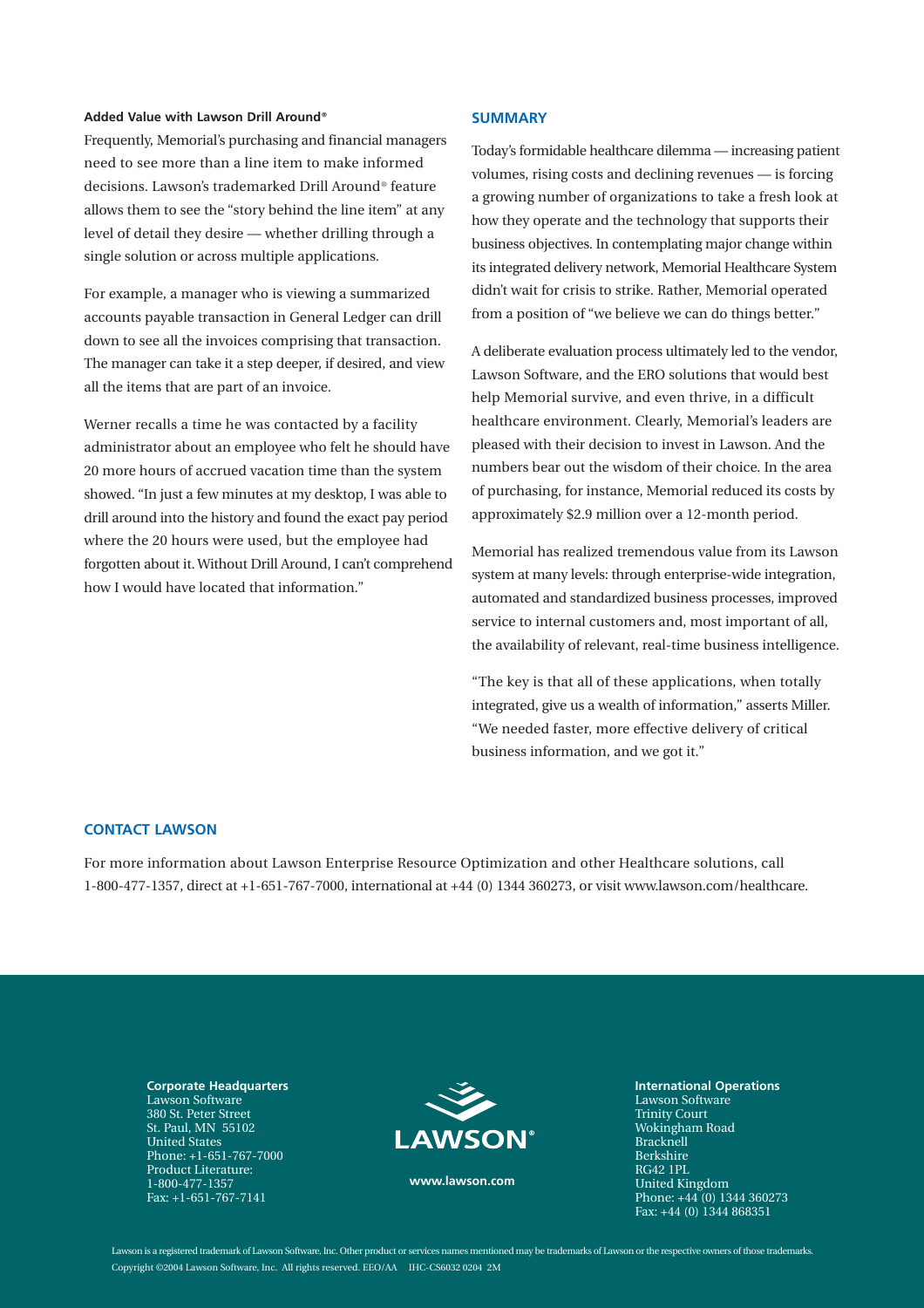### Added Value with Lawson Drill Around®

Frequently, Memorial's purchasing and financial managers need to see more than a line item to make informed decisions. Lawson's trademarked Drill Around® feature allows them to see the "story behind the line item" at any level of detail they desire — whether drilling through a single solution or across multiple applications.

For example, a manager who is viewing a summarized accounts payable transaction in General Ledger can drill down to see all the invoices comprising that transaction. The manager can take it a step deeper, if desired, and view all the items that are part of an invoice.

Werner recalls a time he was contacted by a facility administrator about an employee who felt he should have 20 more hours of accrued vacation time than the system showed. "In just a few minutes at my desktop, I was able to drill around into the history and found the exact pay period where the 20 hours were used, but the employee had forgotten about it. Without Drill Around, I can't comprehend how I would have located that information."

## SUMMARY

Today's formidable healthcare dilemma — increasing patient volumes, rising costs and declining revenues — is forcing a growing number of organizations to take a fresh look at how they operate and the technology that supports their business objectives. In contemplating major change within its integrated delivery network, Memorial Healthcare System didn't wait for crisis to strike. Rather, Memorial operated from a position of "we believe we can do things better."

A deliberate evaluation process ultimately led to the vendor, Lawson Software, and the ERO solutions that would best help Memorial survive, and even thrive, in a difficult healthcare environment. Clearly, Memorial's leaders are pleased with their decision to invest in Lawson. And the numbers bear out the wisdom of their choice. In the area of purchasing, for instance, Memorial reduced its costs by approximately $2.9 million over a 12-month period.

Memorial has realized tremendous value from its Lawson system at many levels: through enterprise-wide integration, automated and standardized business processes, improved service to internal customers and, most important of all, the availability of relevant, real-time business intelligence.

"The key is that all of these applications, when totally integrated, give us a wealth of information," asserts Miller. "We needed faster, more effective delivery of critical business information, and we got it."

## CONTACT LAWSON

For more information about Lawson Enterprise Resource Optimization and other Healthcare solutions, call 1-800-477-1357, direct at +1-651-767-7000, international at +44 (0) 1344 360273, or visit www.lawson.com/healthcare.

**Corporate Headquarters**
Lawson Software
380 St. Peter Street
St. Paul, MN 55102
United States
Phone: +1-651-767-7000
Product Literature:
1-800-477-1357
Fax: +1-651-767-7141

LAWSON®

www.lawson.com

**International Operations**
Lawson Software
Trinity Court
Wokingham Road
Bracknell
Berkshire
RG42 1PL
United Kingdom
Phone: +44 (0) 1344 360273
Fax: +44 (0) 1344 868351

Lawson is a registered trademark of Lawson Software, Inc. Other product or services names mentioned may be trademarks of Lawson or the respective owners of those trademarks.
Copyright ©2004 Lawson Software, Inc. All rights reserved. EEO/AA IHC-CS6032 0204 2M